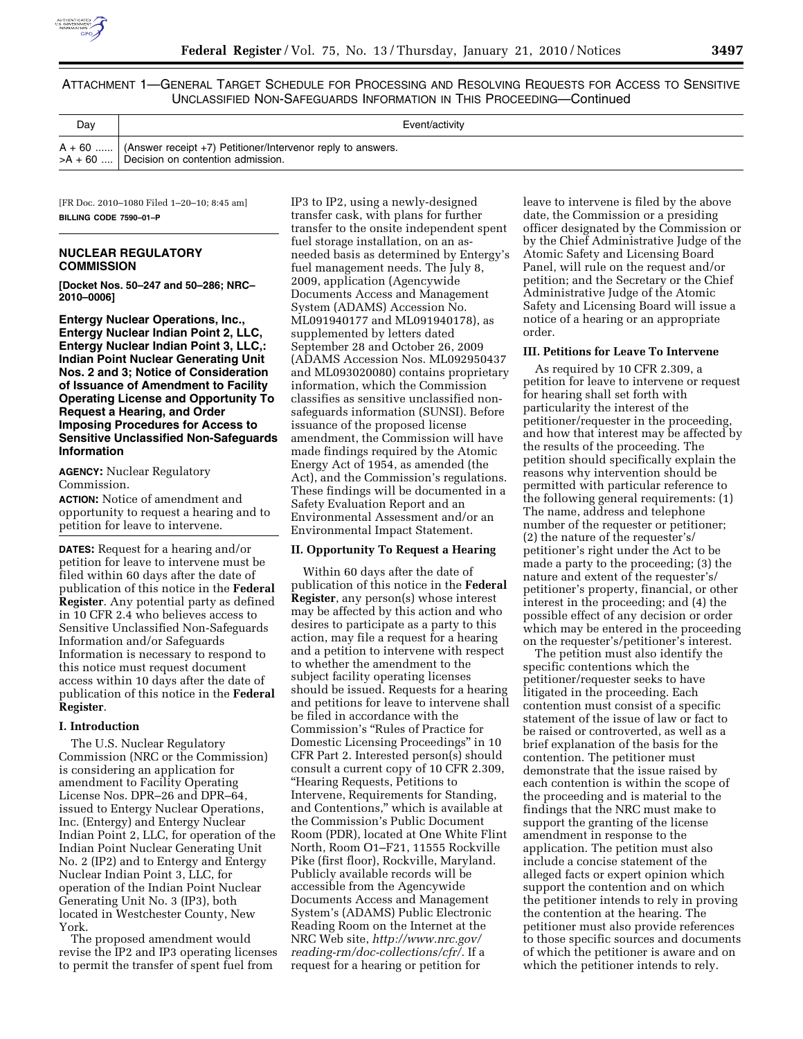ATTACHMENT 1—GENERAL TARGET SCHEDULE FOR PROCESSING AND RESOLVING REQUESTS FOR ACCESS TO SENSITIVE UNCLASSIFIED NON-SAFEGUARDS INFORMATION IN THIS PROCEEDING—Continued

| Day | Event/activity |
|---|---|
| A + 60 ...... | (Answer receipt +7) Petitioner/Intervenor reply to answers. |
| >A + 60 .... | Decision on contention admission. |

[FR Doc. 2010–1080 Filed 1–20–10; 8:45 am]

**BILLING CODE 7590–01–P**

## NUCLEAR REGULATORY COMMISSION

**[Docket Nos. 50–247 and 50–286; NRC–2010–0006]**

### Entergy Nuclear Operations, Inc., Entergy Nuclear Indian Point 2, LLC, Entergy Nuclear Indian Point 3, LLC,: Indian Point Nuclear Generating Unit Nos. 2 and 3; Notice of Consideration of Issuance of Amendment to Facility Operating License and Opportunity To Request a Hearing, and Order Imposing Procedures for Access to Sensitive Unclassified Non-Safeguards Information

**AGENCY:** Nuclear Regulatory Commission.

**ACTION:** Notice of amendment and opportunity to request a hearing and to petition for leave to intervene.

**DATES:** Request for a hearing and/or petition for leave to intervene must be filed within 60 days after the date of publication of this notice in the **Federal Register**. Any potential party as defined in 10 CFR 2.4 who believes access to Sensitive Unclassified Non-Safeguards Information and/or Safeguards Information is necessary to respond to this notice must request document access within 10 days after the date of publication of this notice in the **Federal Register**.

#### I. Introduction

The U.S. Nuclear Regulatory Commission (NRC or the Commission) is considering an application for amendment to Facility Operating License Nos. DPR–26 and DPR–64, issued to Entergy Nuclear Operations, Inc. (Entergy) and Entergy Nuclear Indian Point 2, LLC, for operation of the Indian Point Nuclear Generating Unit No. 2 (IP2) and to Entergy and Entergy Nuclear Indian Point 3, LLC, for operation of the Indian Point Nuclear Generating Unit No. 3 (IP3), both located in Westchester County, New York.

The proposed amendment would revise the IP2 and IP3 operating licenses to permit the transfer of spent fuel from IP3 to IP2, using a newly-designed transfer cask, with plans for further transfer to the onsite independent spent fuel storage installation, on an as-needed basis as determined by Entergy's fuel management needs. The July 8, 2009, application (Agencywide Documents Access and Management System (ADAMS) Accession No. ML091940177 and ML091940178), as supplemented by letters dated September 28 and October 26, 2009 (ADAMS Accession Nos. ML092950437 and ML093020080) contains proprietary information, which the Commission classifies as sensitive unclassified non-safeguards information (SUNSI). Before issuance of the proposed license amendment, the Commission will have made findings required by the Atomic Energy Act of 1954, as amended (the Act), and the Commission's regulations. These findings will be documented in a Safety Evaluation Report and an Environmental Assessment and/or an Environmental Impact Statement.

#### II. Opportunity To Request a Hearing

Within 60 days after the date of publication of this notice in the **Federal Register**, any person(s) whose interest may be affected by this action and who desires to participate as a party to this action, may file a request for a hearing and a petition to intervene with respect to whether the amendment to the subject facility operating licenses should be issued. Requests for a hearing and petitions for leave to intervene shall be filed in accordance with the Commission's "Rules of Practice for Domestic Licensing Proceedings" in 10 CFR Part 2. Interested person(s) should consult a current copy of 10 CFR 2.309, "Hearing Requests, Petitions to Intervene, Requirements for Standing, and Contentions," which is available at the Commission's Public Document Room (PDR), located at One White Flint North, Room O1–F21, 11555 Rockville Pike (first floor), Rockville, Maryland. Publicly available records will be accessible from the Agencywide Documents Access and Management System's (ADAMS) Public Electronic Reading Room on the Internet at the NRC Web site, *http://www.nrc.gov/reading-rm/doc-collections/cfr/*. If a request for a hearing or petition for leave to intervene is filed by the above date, the Commission or a presiding officer designated by the Commission or by the Chief Administrative Judge of the Atomic Safety and Licensing Board Panel, will rule on the request and/or petition; and the Secretary or the Chief Administrative Judge of the Atomic Safety and Licensing Board will issue a notice of a hearing or an appropriate order.

#### III. Petitions for Leave To Intervene

As required by 10 CFR 2.309, a petition for leave to intervene or request for hearing shall set forth with particularity the interest of the petitioner/requester in the proceeding, and how that interest may be affected by the results of the proceeding. The petition should specifically explain the reasons why intervention should be permitted with particular reference to the following general requirements: (1) The name, address and telephone number of the requester or petitioner; (2) the nature of the requester's/petitioner's right under the Act to be made a party to the proceeding; (3) the nature and extent of the requester's/petitioner's property, financial, or other interest in the proceeding; and (4) the possible effect of any decision or order which may be entered in the proceeding on the requester's/petitioner's interest.

The petition must also identify the specific contentions which the petitioner/requester seeks to have litigated in the proceeding. Each contention must consist of a specific statement of the issue of law or fact to be raised or controverted, as well as a brief explanation of the basis for the contention. The petitioner must demonstrate that the issue raised by each contention is within the scope of the proceeding and is material to the findings that the NRC must make to support the granting of the license amendment in response to the application. The petition must also include a concise statement of the alleged facts or expert opinion which support the contention and on which the petitioner intends to rely in proving the contention at the hearing. The petitioner must also provide references to those specific sources and documents of which the petitioner is aware and on which the petitioner intends to rely.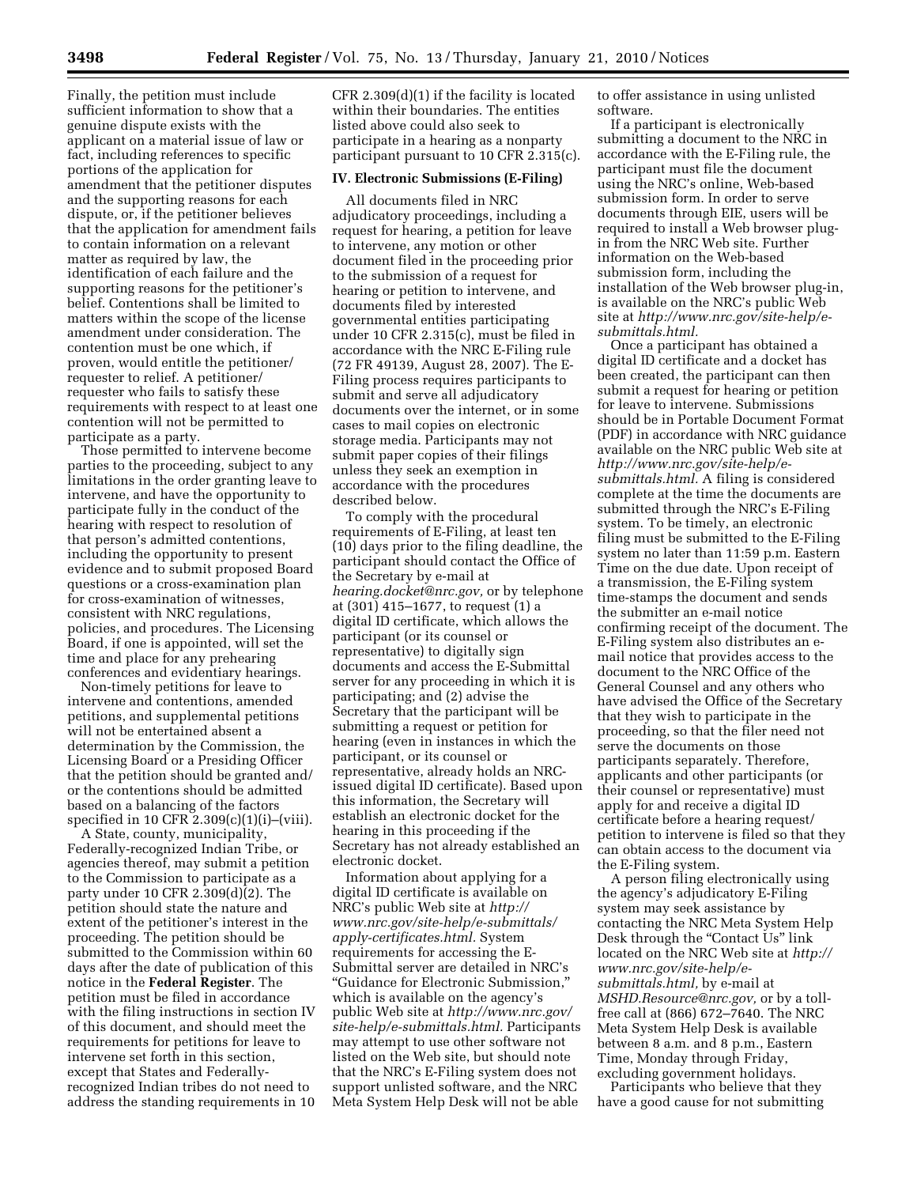Finally, the petition must include sufficient information to show that a genuine dispute exists with the applicant on a material issue of law or fact, including references to specific portions of the application for amendment that the petitioner disputes and the supporting reasons for each dispute, or, if the petitioner believes that the application for amendment fails to contain information on a relevant matter as required by law, the identification of each failure and the supporting reasons for the petitioner's belief. Contentions shall be limited to matters within the scope of the license amendment under consideration. The contention must be one which, if proven, would entitle the petitioner/requester to relief. A petitioner/requester who fails to satisfy these requirements with respect to at least one contention will not be permitted to participate as a party.

Those permitted to intervene become parties to the proceeding, subject to any limitations in the order granting leave to intervene, and have the opportunity to participate fully in the conduct of the hearing with respect to resolution of that person's admitted contentions, including the opportunity to present evidence and to submit proposed Board questions or a cross-examination plan for cross-examination of witnesses, consistent with NRC regulations, policies, and procedures. The Licensing Board, if one is appointed, will set the time and place for any prehearing conferences and evidentiary hearings.

Non-timely petitions for leave to intervene and contentions, amended petitions, and supplemental petitions will not be entertained absent a determination by the Commission, the Licensing Board or a Presiding Officer that the petition should be granted and/or the contentions should be admitted based on a balancing of the factors specified in 10 CFR 2.309(c)(1)(i)–(viii).

A State, county, municipality, Federally-recognized Indian Tribe, or agencies thereof, may submit a petition to the Commission to participate as a party under 10 CFR 2.309(d)(2). The petition should state the nature and extent of the petitioner's interest in the proceeding. The petition should be submitted to the Commission within 60 days after the date of publication of this notice in the **Federal Register**. The petition must be filed in accordance with the filing instructions in section IV of this document, and should meet the requirements for petitions for leave to intervene set forth in this section, except that States and Federally-recognized Indian tribes do not need to address the standing requirements in 10 CFR 2.309(d)(1) if the facility is located within their boundaries. The entities listed above could also seek to participate in a hearing as a nonparty participant pursuant to 10 CFR 2.315(c).

## IV. Electronic Submissions (E-Filing)

All documents filed in NRC adjudicatory proceedings, including a request for hearing, a petition for leave to intervene, any motion or other document filed in the proceeding prior to the submission of a request for hearing or petition to intervene, and documents filed by interested governmental entities participating under 10 CFR 2.315(c), must be filed in accordance with the NRC E-Filing rule (72 FR 49139, August 28, 2007). The E-Filing process requires participants to submit and serve all adjudicatory documents over the internet, or in some cases to mail copies on electronic storage media. Participants may not submit paper copies of their filings unless they seek an exemption in accordance with the procedures described below.

To comply with the procedural requirements of E-Filing, at least ten (10) days prior to the filing deadline, the participant should contact the Office of the Secretary by e-mail at *hearing.docket@nrc.gov,* or by telephone at (301) 415–1677, to request (1) a digital ID certificate, which allows the participant (or its counsel or representative) to digitally sign documents and access the E-Submittal server for any proceeding in which it is participating; and (2) advise the Secretary that the participant will be submitting a request or petition for hearing (even in instances in which the participant, or its counsel or representative, already holds an NRC-issued digital ID certificate). Based upon this information, the Secretary will establish an electronic docket for the hearing in this proceeding if the Secretary has not already established an electronic docket.

Information about applying for a digital ID certificate is available on NRC's public Web site at *http://www.nrc.gov/site-help/e-submittals/apply-certificates.html.* System requirements for accessing the E-Submittal server are detailed in NRC's "Guidance for Electronic Submission," which is available on the agency's public Web site at *http://www.nrc.gov/site-help/e-submittals.html.* Participants may attempt to use other software not listed on the Web site, but should note that the NRC's E-Filing system does not support unlisted software, and the NRC Meta System Help Desk will not be able to offer assistance in using unlisted software.

If a participant is electronically submitting a document to the NRC in accordance with the E-Filing rule, the participant must file the document using the NRC's online, Web-based submission form. In order to serve documents through EIE, users will be required to install a Web browser plug-in from the NRC Web site. Further information on the Web-based submission form, including the installation of the Web browser plug-in, is available on the NRC's public Web site at *http://www.nrc.gov/site-help/e-submittals.html.*

Once a participant has obtained a digital ID certificate and a docket has been created, the participant can then submit a request for hearing or petition for leave to intervene. Submissions should be in Portable Document Format (PDF) in accordance with NRC guidance available on the NRC public Web site at *http://www.nrc.gov/site-help/e-submittals.html.* A filing is considered complete at the time the documents are submitted through the NRC's E-Filing system. To be timely, an electronic filing must be submitted to the E-Filing system no later than 11:59 p.m. Eastern Time on the due date. Upon receipt of a transmission, the E-Filing system time-stamps the document and sends the submitter an e-mail notice confirming receipt of the document. The E-Filing system also distributes an e-mail notice that provides access to the document to the NRC Office of the General Counsel and any others who have advised the Office of the Secretary that they wish to participate in the proceeding, so that the filer need not serve the documents on those participants separately. Therefore, applicants and other participants (or their counsel or representative) must apply for and receive a digital ID certificate before a hearing request/petition to intervene is filed so that they can obtain access to the document via the E-Filing system.

A person filing electronically using the agency's adjudicatory E-Filing system may seek assistance by contacting the NRC Meta System Help Desk through the "Contact Us" link located on the NRC Web site at *http://www.nrc.gov/site-help/e-submittals.html,* by e-mail at *MSHD.Resource@nrc.gov,* or by a toll-free call at (866) 672–7640. The NRC Meta System Help Desk is available between 8 a.m. and 8 p.m., Eastern Time, Monday through Friday, excluding government holidays.

Participants who believe that they have a good cause for not submitting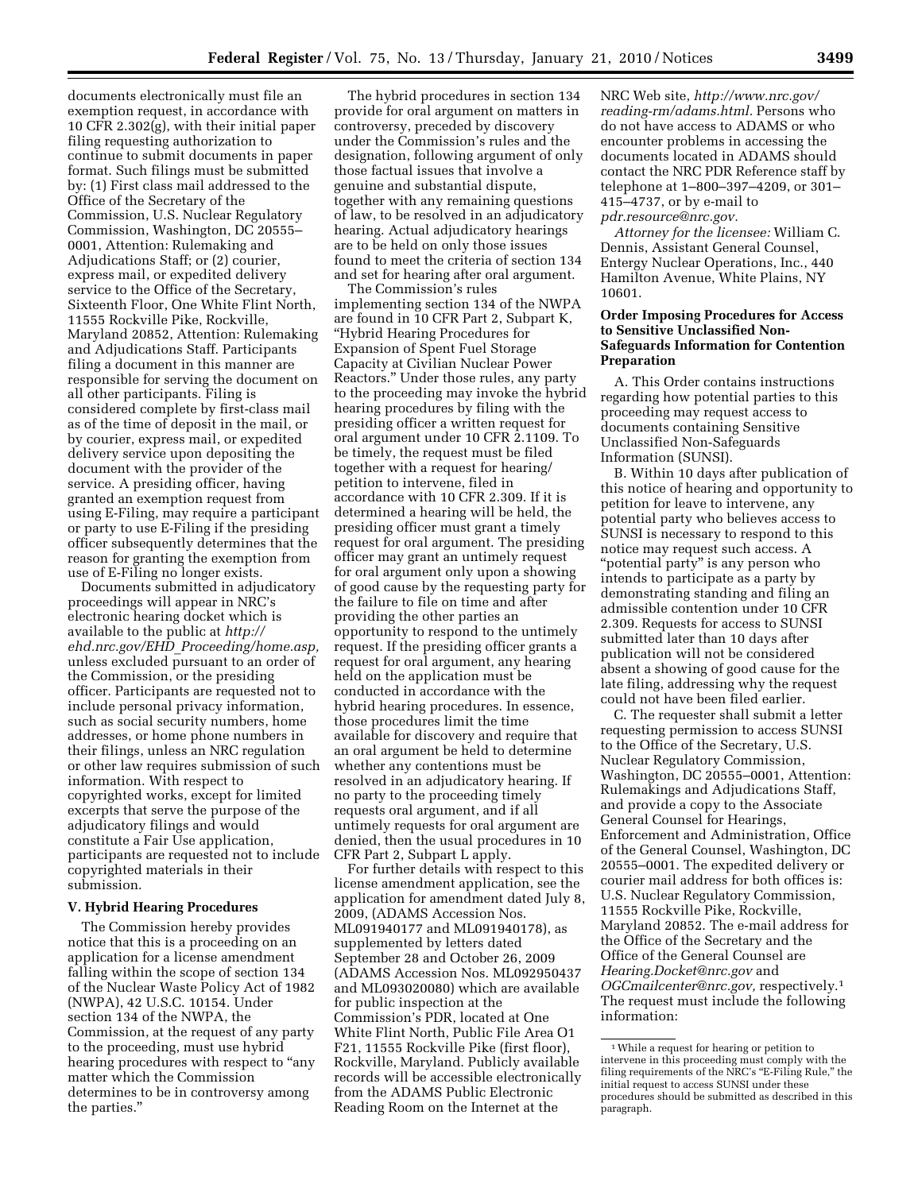documents electronically must file an exemption request, in accordance with 10 CFR 2.302(g), with their initial paper filing requesting authorization to continue to submit documents in paper format. Such filings must be submitted by: (1) First class mail addressed to the Office of the Secretary of the Commission, U.S. Nuclear Regulatory Commission, Washington, DC 20555–0001, Attention: Rulemaking and Adjudications Staff; or (2) courier, express mail, or expedited delivery service to the Office of the Secretary, Sixteenth Floor, One White Flint North, 11555 Rockville Pike, Rockville, Maryland 20852, Attention: Rulemaking and Adjudications Staff. Participants filing a document in this manner are responsible for serving the document on all other participants. Filing is considered complete by first-class mail as of the time of deposit in the mail, or by courier, express mail, or expedited delivery service upon depositing the document with the provider of the service. A presiding officer, having granted an exemption request from using E-Filing, may require a participant or party to use E-Filing if the presiding officer subsequently determines that the reason for granting the exemption from use of E-Filing no longer exists.

Documents submitted in adjudicatory proceedings will appear in NRC's electronic hearing docket which is available to the public at *http://ehd.nrc.gov/EHD_Proceeding/home.asp,* unless excluded pursuant to an order of the Commission, or the presiding officer. Participants are requested not to include personal privacy information, such as social security numbers, home addresses, or home phone numbers in their filings, unless an NRC regulation or other law requires submission of such information. With respect to copyrighted works, except for limited excerpts that serve the purpose of the adjudicatory filings and would constitute a Fair Use application, participants are requested not to include copyrighted materials in their submission.

### V. Hybrid Hearing Procedures

The Commission hereby provides notice that this is a proceeding on an application for a license amendment falling within the scope of section 134 of the Nuclear Waste Policy Act of 1982 (NWPA), 42 U.S.C. 10154. Under section 134 of the NWPA, the Commission, at the request of any party to the proceeding, must use hybrid hearing procedures with respect to "any matter which the Commission determines to be in controversy among the parties."

The hybrid procedures in section 134 provide for oral argument on matters in controversy, preceded by discovery under the Commission's rules and the designation, following argument of only those factual issues that involve a genuine and substantial dispute, together with any remaining questions of law, to be resolved in an adjudicatory hearing. Actual adjudicatory hearings are to be held on only those issues found to meet the criteria of section 134 and set for hearing after oral argument.

The Commission's rules implementing section 134 of the NWPA are found in 10 CFR Part 2, Subpart K, "Hybrid Hearing Procedures for Expansion of Spent Fuel Storage Capacity at Civilian Nuclear Power Reactors." Under those rules, any party to the proceeding may invoke the hybrid hearing procedures by filing with the presiding officer a written request for oral argument under 10 CFR 2.1109. To be timely, the request must be filed together with a request for hearing/petition to intervene, filed in accordance with 10 CFR 2.309. If it is determined a hearing will be held, the presiding officer must grant a timely request for oral argument. The presiding officer may grant an untimely request for oral argument only upon a showing of good cause by the requesting party for the failure to file on time and after providing the other parties an opportunity to respond to the untimely request. If the presiding officer grants a request for oral argument, any hearing held on the application must be conducted in accordance with the hybrid hearing procedures. In essence, those procedures limit the time available for discovery and require that an oral argument be held to determine whether any contentions must be resolved in an adjudicatory hearing. If no party to the proceeding timely requests oral argument, and if all untimely requests for oral argument are denied, then the usual procedures in 10 CFR Part 2, Subpart L apply.

For further details with respect to this license amendment application, see the application for amendment dated July 8, 2009, (ADAMS Accession Nos. ML091940177 and ML091940178), as supplemented by letters dated September 28 and October 26, 2009 (ADAMS Accession Nos. ML092950437 and ML093020080) which are available for public inspection at the Commission's PDR, located at One White Flint North, Public File Area O1 F21, 11555 Rockville Pike (first floor), Rockville, Maryland. Publicly available records will be accessible electronically from the ADAMS Public Electronic Reading Room on the Internet at the NRC Web site, *http://www.nrc.gov/reading-rm/adams.html.* Persons who do not have access to ADAMS or who encounter problems in accessing the documents located in ADAMS should contact the NRC PDR Reference staff by telephone at 1–800–397–4209, or 301–415–4737, or by e-mail to *pdr.resource@nrc.gov.*

*Attorney for the licensee:* William C. Dennis, Assistant General Counsel, Entergy Nuclear Operations, Inc., 440 Hamilton Avenue, White Plains, NY 10601.

### Order Imposing Procedures for Access to Sensitive Unclassified Non-Safeguards Information for Contention Preparation

A. This Order contains instructions regarding how potential parties to this proceeding may request access to documents containing Sensitive Unclassified Non-Safeguards Information (SUNSI).

B. Within 10 days after publication of this notice of hearing and opportunity to petition for leave to intervene, any potential party who believes access to SUNSI is necessary to respond to this notice may request such access. A "potential party" is any person who intends to participate as a party by demonstrating standing and filing an admissible contention under 10 CFR 2.309. Requests for access to SUNSI submitted later than 10 days after publication will not be considered absent a showing of good cause for the late filing, addressing why the request could not have been filed earlier.

C. The requester shall submit a letter requesting permission to access SUNSI to the Office of the Secretary, U.S. Nuclear Regulatory Commission, Washington, DC 20555–0001, Attention: Rulemakings and Adjudications Staff, and provide a copy to the Associate General Counsel for Hearings, Enforcement and Administration, Office of the General Counsel, Washington, DC 20555–0001. The expedited delivery or courier mail address for both offices is: U.S. Nuclear Regulatory Commission, 11555 Rockville Pike, Rockville, Maryland 20852. The e-mail address for the Office of the Secretary and the Office of the General Counsel are *Hearing.Docket@nrc.gov* and *OGCmailcenter@nrc.gov,* respectively.[1] The request must include the following information:

[1] While a request for hearing or petition to intervene in this proceeding must comply with the filing requirements of the NRC's "E-Filing Rule," the initial request to access SUNSI under these procedures should be submitted as described in this paragraph.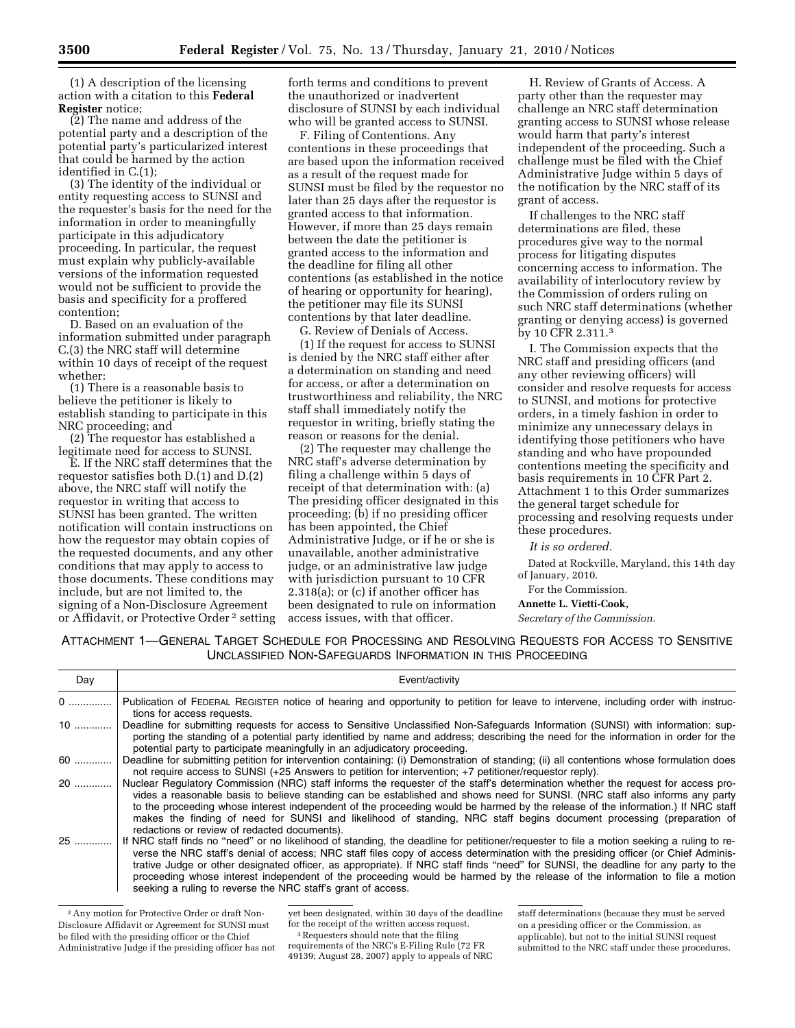(1) A description of the licensing action with a citation to this **Federal Register** notice;

(2) The name and address of the potential party and a description of the potential party's particularized interest that could be harmed by the action identified in C.(1);

(3) The identity of the individual or entity requesting access to SUNSI and the requester's basis for the need for the information in order to meaningfully participate in this adjudicatory proceeding. In particular, the request must explain why publicly-available versions of the information requested would not be sufficient to provide the basis and specificity for a proffered contention;

D. Based on an evaluation of the information submitted under paragraph C.(3) the NRC staff will determine within 10 days of receipt of the request whether:

(1) There is a reasonable basis to believe the petitioner is likely to establish standing to participate in this NRC proceeding; and

(2) The requestor has established a legitimate need for access to SUNSI.

E. If the NRC staff determines that the requestor satisfies both D.(1) and D.(2) above, the NRC staff will notify the requestor in writing that access to SUNSI has been granted. The written notification will contain instructions on how the requestor may obtain copies of the requested documents, and any other conditions that may apply to access to those documents. These conditions may include, but are not limited to, the signing of a Non-Disclosure Agreement or Affidavit, or Protective Order[2] setting forth terms and conditions to prevent the unauthorized or inadvertent disclosure of SUNSI by each individual who will be granted access to SUNSI.

F. Filing of Contentions. Any contentions in these proceedings that are based upon the information received as a result of the request made for SUNSI must be filed by the requestor no later than 25 days after the requestor is granted access to that information. However, if more than 25 days remain between the date the petitioner is granted access to the information and the deadline for filing all other contentions (as established in the notice of hearing or opportunity for hearing), the petitioner may file its SUNSI contentions by that later deadline.

G. Review of Denials of Access.

(1) If the request for access to SUNSI is denied by the NRC staff either after a determination on standing and need for access, or after a determination on trustworthiness and reliability, the NRC staff shall immediately notify the requestor in writing, briefly stating the reason or reasons for the denial.

(2) The requester may challenge the NRC staff's adverse determination by filing a challenge within 5 days of receipt of that determination with: (a) The presiding officer designated in this proceeding; (b) if no presiding officer has been appointed, the Chief Administrative Judge, or if he or she is unavailable, another administrative judge, or an administrative law judge with jurisdiction pursuant to 10 CFR 2.318(a); or (c) if another officer has been designated to rule on information access issues, with that officer.

H. Review of Grants of Access. A party other than the requester may challenge an NRC staff determination granting access to SUNSI whose release would harm that party's interest independent of the proceeding. Such a challenge must be filed with the Chief Administrative Judge within 5 days of the notification by the NRC staff of its grant of access.

If challenges to the NRC staff determinations are filed, these procedures give way to the normal process for litigating disputes concerning access to information. The availability of interlocutory review by the Commission of orders ruling on such NRC staff determinations (whether granting or denying access) is governed by 10 CFR 2.311.[3]

I. The Commission expects that the NRC staff and presiding officers (and any other reviewing officers) will consider and resolve requests for access to SUNSI, and motions for protective orders, in a timely fashion in order to minimize any unnecessary delays in identifying those petitioners who have standing and who have propounded contentions meeting the specificity and basis requirements in 10 CFR Part 2. Attachment 1 to this Order summarizes the general target schedule for processing and resolving requests under these procedures.

*It is so ordered.*

Dated at Rockville, Maryland, this 14th day of January, 2010.

For the Commission.

**Annette L. Vietti-Cook,**

*Secretary of the Commission.*

ATTACHMENT 1—GENERAL TARGET SCHEDULE FOR PROCESSING AND RESOLVING REQUESTS FOR ACCESS TO SENSITIVE UNCLASSIFIED NON-SAFEGUARDS INFORMATION IN THIS PROCEEDING

| Day | Event/activity |
|---|---|
| 0 | Publication of FEDERAL REGISTER notice of hearing and opportunity to petition for leave to intervene, including order with instructions for access requests. |
| 10 | Deadline for submitting requests for access to Sensitive Unclassified Non-Safeguards Information (SUNSI) with information: supporting the standing of a potential party identified by name and address; describing the need for the information in order for the potential party to participate meaningfully in an adjudicatory proceeding. |
| 60 | Deadline for submitting petition for intervention containing: (i) Demonstration of standing; (ii) all contentions whose formulation does not require access to SUNSI (+25 Answers to petition for intervention; +7 petitioner/requestor reply). |
| 20 | Nuclear Regulatory Commission (NRC) staff informs the requester of the staff's determination whether the request for access provides a reasonable basis to believe standing can be established and shows need for SUNSI. (NRC staff also informs any party to the proceeding whose interest independent of the proceeding would be harmed by the release of the information.) If NRC staff makes the finding of need for SUNSI and likelihood of standing, NRC staff begins document processing (preparation of redactions or review of redacted documents). |
| 25 | If NRC staff finds no "need" or no likelihood of standing, the deadline for petitioner/requester to file a motion seeking a ruling to reverse the NRC staff's denial of access; NRC staff files copy of access determination with the presiding officer (or Chief Administrative Judge or other designated officer, as appropriate). If NRC staff finds "need" for SUNSI, the deadline for any party to the proceeding whose interest independent of the proceeding would be harmed by the release of the information to file a motion seeking a ruling to reverse the NRC staff's grant of access. |

[2] Any motion for Protective Order or draft Non-Disclosure Affidavit or Agreement for SUNSI must be filed with the presiding officer or the Chief Administrative Judge if the presiding officer has not yet been designated, within 30 days of the deadline for the receipt of the written access request.

[3] Requesters should note that the filing requirements of the NRC's E-Filing Rule (72 FR 49139; August 28, 2007) apply to appeals of NRC staff determinations (because they must be served on a presiding officer or the Commission, as applicable), but not to the initial SUNSI request submitted to the NRC staff under these procedures.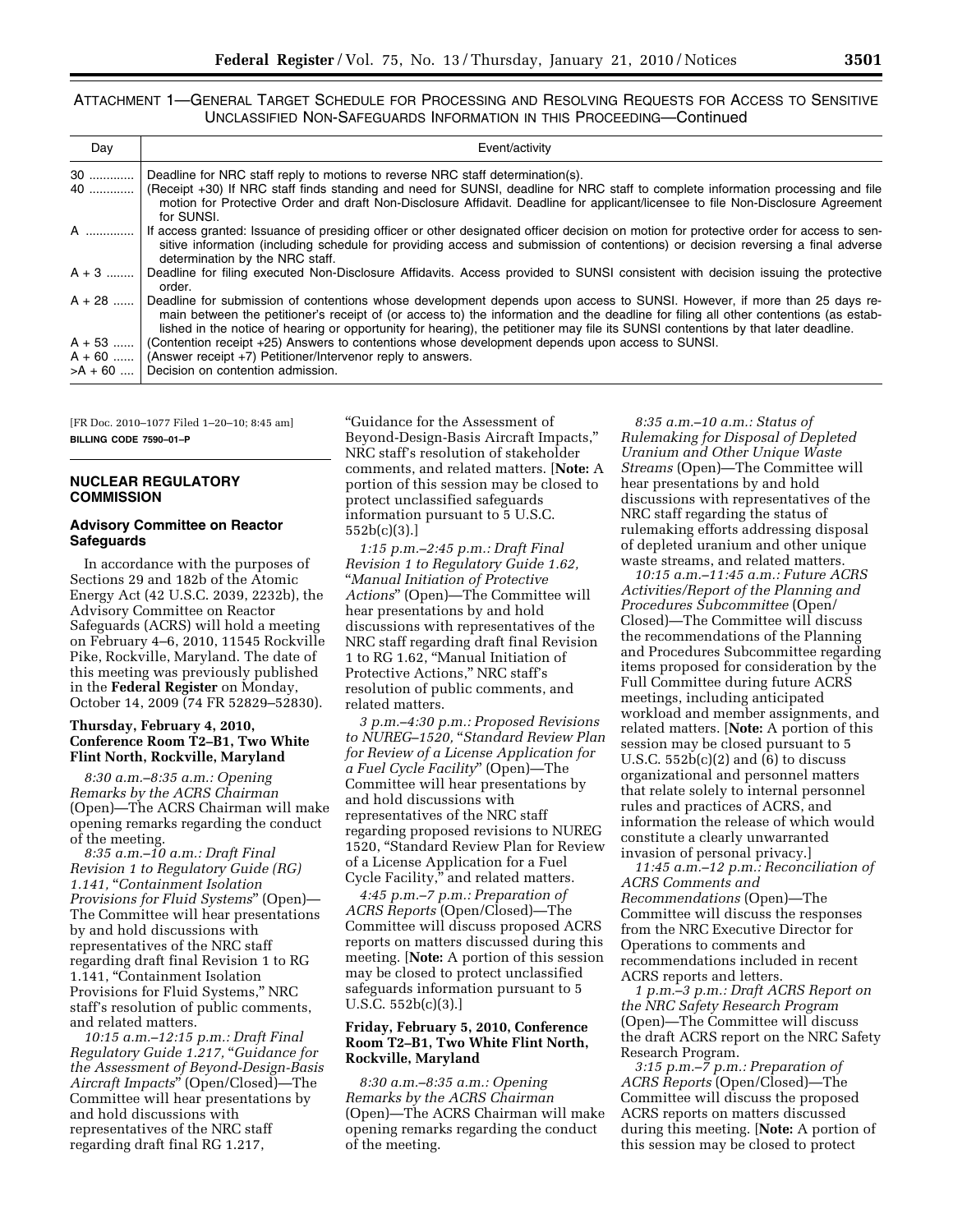ATTACHMENT 1—GENERAL TARGET SCHEDULE FOR PROCESSING AND RESOLVING REQUESTS FOR ACCESS TO SENSITIVE UNCLASSIFIED NON-SAFEGUARDS INFORMATION IN THIS PROCEEDING—Continued

| Day | Event/activity |
| --- | --- |
| 30 ............. | Deadline for NRC staff reply to motions to reverse NRC staff determination(s). |
| 40 ............. | (Receipt +30) If NRC staff finds standing and need for SUNSI, deadline for NRC staff to complete information processing and file motion for Protective Order and draft Non-Disclosure Affidavit. Deadline for applicant/licensee to file Non-Disclosure Agreement for SUNSI. |
| A ............. | If access granted: Issuance of presiding officer or other designated officer decision on motion for protective order for access to sensitive information (including schedule for providing access and submission of contentions) or decision reversing a final adverse determination by the NRC staff. |
| A + 3 ........ | Deadline for filing executed Non-Disclosure Affidavits. Access provided to SUNSI consistent with decision issuing the protective order. |
| A + 28 ...... | Deadline for submission of contentions whose development depends upon access to SUNSI. However, if more than 25 days remain between the petitioner's receipt of (or access to) the information and the deadline for filing all other contentions (as established in the notice of hearing or opportunity for hearing), the petitioner may file its SUNSI contentions by that later deadline. |
| A + 53 ...... | (Contention receipt +25) Answers to contentions whose development depends upon access to SUNSI. |
| A + 60 ...... | (Answer receipt +7) Petitioner/Intervenor reply to answers. |
| >A + 60 .... | Decision on contention admission. |

[FR Doc. 2010–1077 Filed 1–20–10; 8:45 am]

**BILLING CODE 7590–01–P**

## NUCLEAR REGULATORY COMMISSION

### Advisory Committee on Reactor Safeguards

In accordance with the purposes of Sections 29 and 182b of the Atomic Energy Act (42 U.S.C. 2039, 2232b), the Advisory Committee on Reactor Safeguards (ACRS) will hold a meeting on February 4–6, 2010, 11545 Rockville Pike, Rockville, Maryland. The date of this meeting was previously published in the **Federal Register** on Monday, October 14, 2009 (74 FR 52829–52830).

#### Thursday, February 4, 2010, Conference Room T2–B1, Two White Flint North, Rockville, Maryland

*8:30 a.m.–8:35 a.m.: Opening Remarks by the ACRS Chairman* (Open)—The ACRS Chairman will make opening remarks regarding the conduct of the meeting.

*8:35 a.m.–10 a.m.: Draft Final Revision 1 to Regulatory Guide (RG) 1.141, "Containment Isolation Provisions for Fluid Systems"* (Open)—The Committee will hear presentations by and hold discussions with representatives of the NRC staff regarding draft final Revision 1 to RG 1.141, "Containment Isolation Provisions for Fluid Systems," NRC staff's resolution of public comments, and related matters.

*10:15 a.m.–12:15 p.m.: Draft Final Regulatory Guide 1.217, "Guidance for the Assessment of Beyond-Design-Basis Aircraft Impacts"* (Open/Closed)—The Committee will hear presentations by and hold discussions with representatives of the NRC staff regarding draft final RG 1.217, "Guidance for the Assessment of Beyond-Design-Basis Aircraft Impacts," NRC staff's resolution of stakeholder comments, and related matters. [**Note:** A portion of this session may be closed to protect unclassified safeguards information pursuant to 5 U.S.C. 552b(c)(3).]

*1:15 p.m.–2:45 p.m.: Draft Final Revision 1 to Regulatory Guide 1.62, "Manual Initiation of Protective Actions"* (Open)—The Committee will hear presentations by and hold discussions with representatives of the NRC staff regarding draft final Revision 1 to RG 1.62, "Manual Initiation of Protective Actions," NRC staff's resolution of public comments, and related matters.

*3 p.m.–4:30 p.m.: Proposed Revisions to NUREG–1520, "Standard Review Plan for Review of a License Application for a Fuel Cycle Facility"* (Open)—The Committee will hear presentations by and hold discussions with representatives of the NRC staff regarding proposed revisions to NUREG 1520, "Standard Review Plan for Review of a License Application for a Fuel Cycle Facility," and related matters.

*4:45 p.m.–7 p.m.: Preparation of ACRS Reports* (Open/Closed)—The Committee will discuss proposed ACRS reports on matters discussed during this meeting. [**Note:** A portion of this session may be closed to protect unclassified safeguards information pursuant to 5 U.S.C. 552b(c)(3).]

#### Friday, February 5, 2010, Conference Room T2–B1, Two White Flint North, Rockville, Maryland

*8:30 a.m.–8:35 a.m.: Opening Remarks by the ACRS Chairman* (Open)—The ACRS Chairman will make opening remarks regarding the conduct of the meeting.

*8:35 a.m.–10 a.m.: Status of Rulemaking for Disposal of Depleted Uranium and Other Unique Waste Streams* (Open)—The Committee will hear presentations by and hold discussions with representatives of the NRC staff regarding the status of rulemaking efforts addressing disposal of depleted uranium and other unique waste streams, and related matters.

*10:15 a.m.–11:45 a.m.: Future ACRS Activities/Report of the Planning and Procedures Subcommittee* (Open/Closed)—The Committee will discuss the recommendations of the Planning and Procedures Subcommittee regarding items proposed for consideration by the Full Committee during future ACRS meetings, including anticipated workload and member assignments, and related matters. [**Note:** A portion of this session may be closed pursuant to 5 U.S.C. 552b(c)(2) and (6) to discuss organizational and personnel matters that relate solely to internal personnel rules and practices of ACRS, and information the release of which would constitute a clearly unwarranted invasion of personal privacy.]

*11:45 a.m.–12 p.m.: Reconciliation of ACRS Comments and Recommendations* (Open)—The Committee will discuss the responses from the NRC Executive Director for Operations to comments and recommendations included in recent ACRS reports and letters.

*1 p.m.–3 p.m.: Draft ACRS Report on the NRC Safety Research Program* (Open)—The Committee will discuss the draft ACRS report on the NRC Safety Research Program.

*3:15 p.m.–7 p.m.: Preparation of ACRS Reports* (Open/Closed)—The Committee will discuss the proposed ACRS reports on matters discussed during this meeting. [**Note:** A portion of this session may be closed to protect